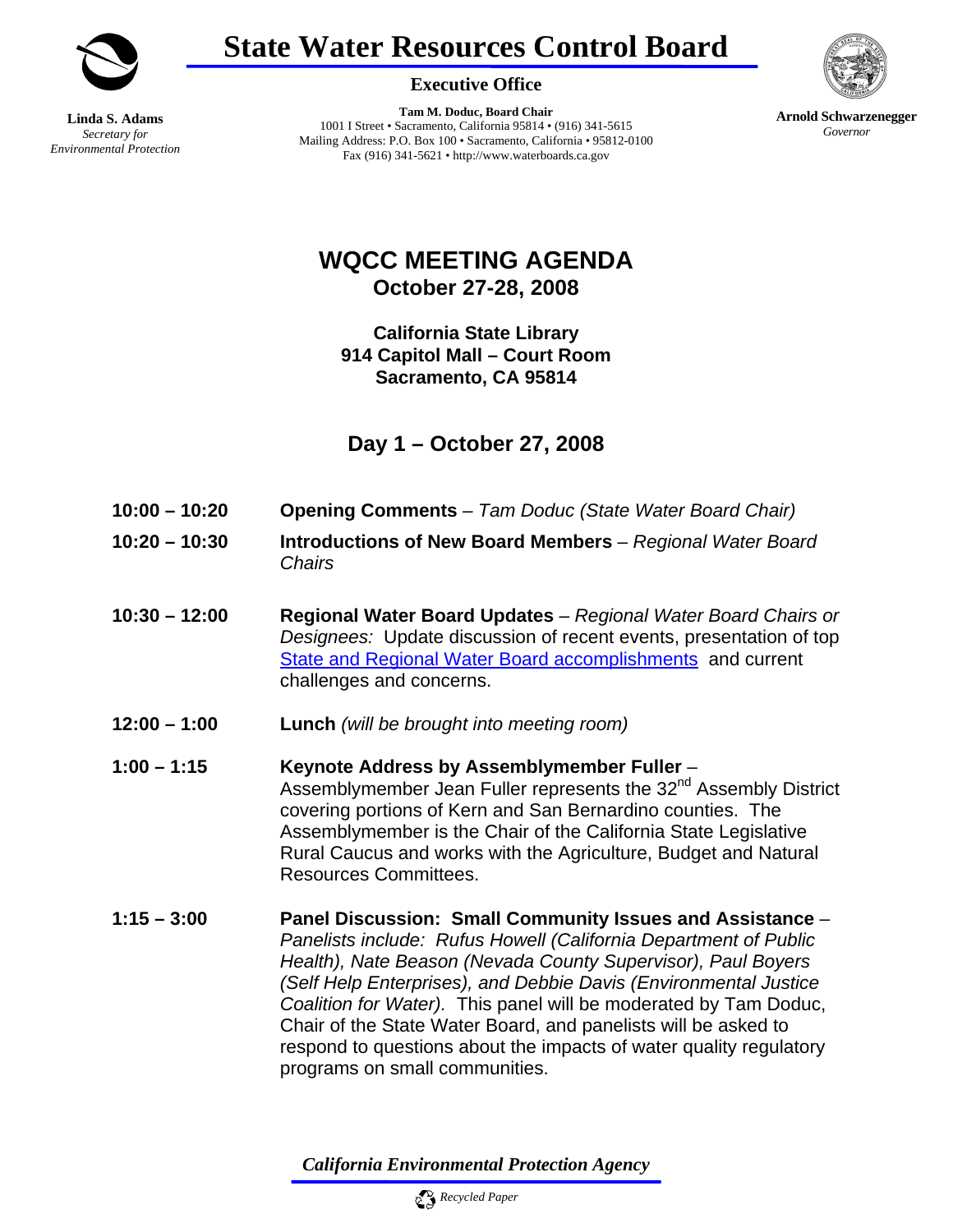# State Water Resources Control Board

**Executive Office**

**Linda S. Adams**
*Secretary for Environmental Protection*

**Tam M. Doduc, Board Chair**
1001 I Street • Sacramento, California 95814 • (916) 341-5615
Mailing Address: P.O. Box 100 • Sacramento, California • 95812-0100
Fax (916) 341-5621 • http://www.waterboards.ca.gov

**Arnold Schwarzenegger**
*Governor*

## WQCC MEETING AGENDA

### October 27-28, 2008

**California State Library**
**914 Capitol Mall – Court Room**
**Sacramento, CA 95814**

### Day 1 – October 27, 2008

**10:00 – 10:20** **Opening Comments** – *Tam Doduc (State Water Board Chair)*

**10:20 – 10:30** **Introductions of New Board Members** – *Regional Water Board Chairs*

**10:30 – 12:00** **Regional Water Board Updates** – *Regional Water Board Chairs or Designees:* Update discussion of recent events, presentation of top State and Regional Water Board accomplishments and current challenges and concerns.

**12:00 – 1:00** **Lunch** *(will be brought into meeting room)*

**1:00 – 1:15** **Keynote Address by Assemblymember Fuller** – Assemblymember Jean Fuller represents the 32nd Assembly District covering portions of Kern and San Bernardino counties. The Assemblymember is the Chair of the California State Legislative Rural Caucus and works with the Agriculture, Budget and Natural Resources Committees.

**1:15 – 3:00** **Panel Discussion: Small Community Issues and Assistance** – *Panelists include: Rufus Howell (California Department of Public Health), Nate Beason (Nevada County Supervisor), Paul Boyers (Self Help Enterprises), and Debbie Davis (Environmental Justice Coalition for Water).* This panel will be moderated by Tam Doduc, Chair of the State Water Board, and panelists will be asked to respond to questions about the impacts of water quality regulatory programs on small communities.

*California Environmental Protection Agency*

*Recycled Paper*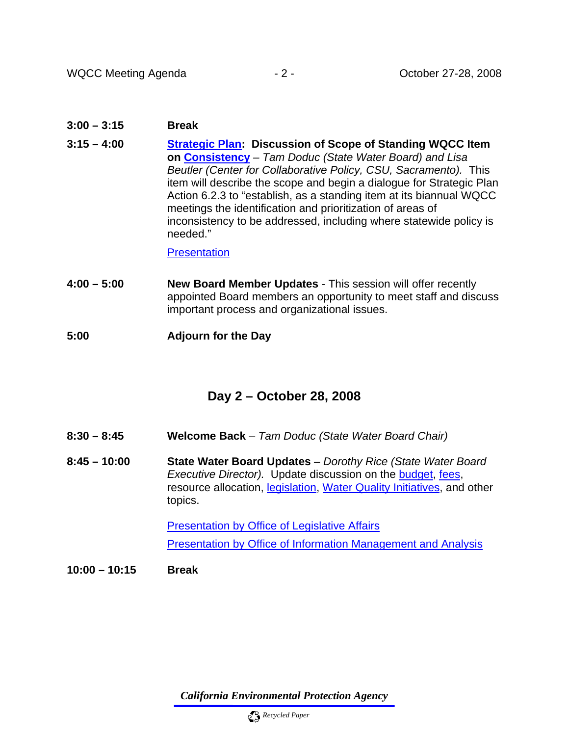**3:00 – 3:15** **Break**

**3:15 – 4:00** **Strategic Plan: Discussion of Scope of Standing WQCC Item on Consistency** – *Tam Doduc (State Water Board) and Lisa Beutler (Center for Collaborative Policy, CSU, Sacramento).* This item will describe the scope and begin a dialogue for Strategic Plan Action 6.2.3 to "establish, as a standing item at its biannual WQCC meetings the identification and prioritization of areas of inconsistency to be addressed, including where statewide policy is needed."

Presentation

**4:00 – 5:00** **New Board Member Updates** - This session will offer recently appointed Board members an opportunity to meet staff and discuss important process and organizational issues.

**5:00** **Adjourn for the Day**

## Day 2 – October 28, 2008

**8:30 – 8:45** **Welcome Back** – *Tam Doduc (State Water Board Chair)*

**8:45 – 10:00** **State Water Board Updates** – *Dorothy Rice (State Water Board Executive Director).* Update discussion on the budget, fees, resource allocation, legislation, Water Quality Initiatives, and other topics.

Presentation by Office of Legislative Affairs

Presentation by Office of Information Management and Analysis

**10:00 – 10:15** **Break**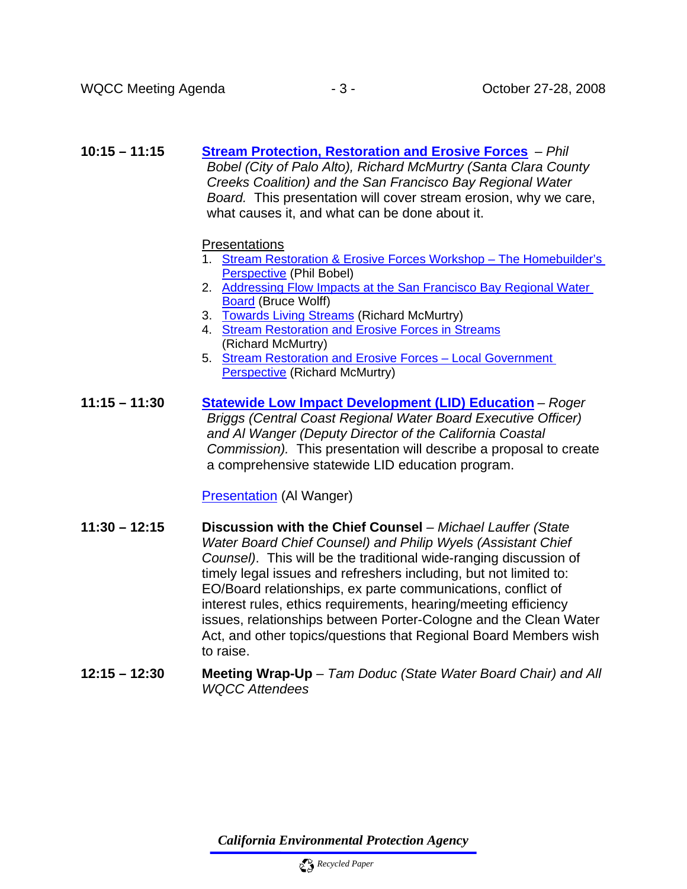**10:15 – 11:15** **Stream Protection, Restoration and Erosive Forces** – *Phil Bobel (City of Palo Alto), Richard McMurtry (Santa Clara County Creeks Coalition) and the San Francisco Bay Regional Water Board.* This presentation will cover stream erosion, why we care, what causes it, and what can be done about it.

Presentations

1. Stream Restoration & Erosive Forces Workshop – The Homebuilder's Perspective (Phil Bobel)
2. Addressing Flow Impacts at the San Francisco Bay Regional Water Board (Bruce Wolff)
3. Towards Living Streams (Richard McMurtry)
4. Stream Restoration and Erosive Forces in Streams (Richard McMurtry)
5. Stream Restoration and Erosive Forces – Local Government Perspective (Richard McMurtry)

**11:15 – 11:30** **Statewide Low Impact Development (LID) Education** – *Roger Briggs (Central Coast Regional Water Board Executive Officer) and Al Wanger (Deputy Director of the California Coastal Commission).* This presentation will describe a proposal to create a comprehensive statewide LID education program.

Presentation (Al Wanger)

**11:30 – 12:15** **Discussion with the Chief Counsel** – *Michael Lauffer (State Water Board Chief Counsel) and Philip Wyels (Assistant Chief Counsel)*. This will be the traditional wide-ranging discussion of timely legal issues and refreshers including, but not limited to: EO/Board relationships, ex parte communications, conflict of interest rules, ethics requirements, hearing/meeting efficiency issues, relationships between Porter-Cologne and the Clean Water Act, and other topics/questions that Regional Board Members wish to raise.

**12:15 – 12:30** **Meeting Wrap-Up** – *Tam Doduc (State Water Board Chair) and All WQCC Attendees*